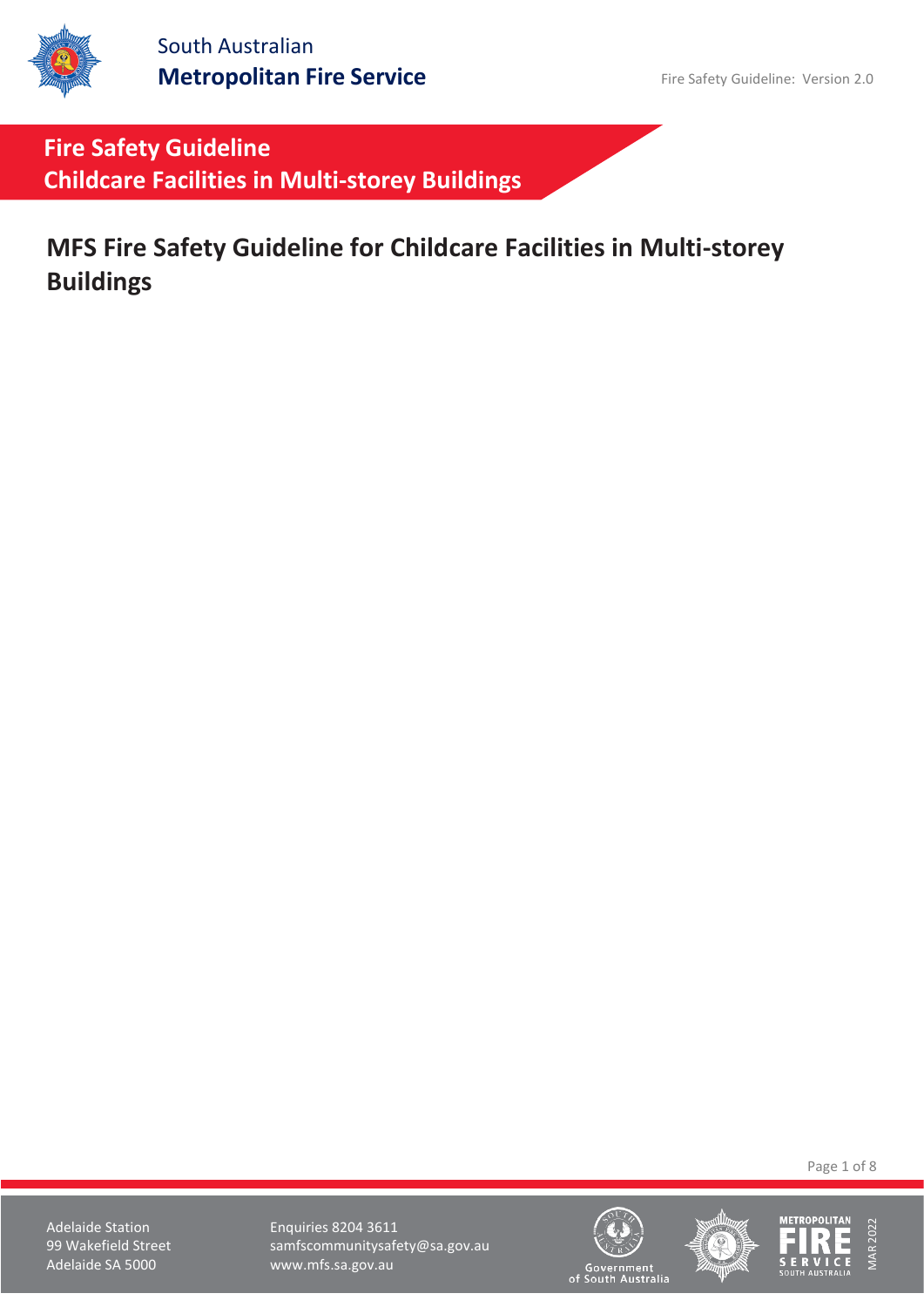# Fire Safety Guideline
## Childcare Facilities in Multi-storey Buildings

# MFS Fire Safety Guideline for Childcare Facilities in Multi-storey Buildings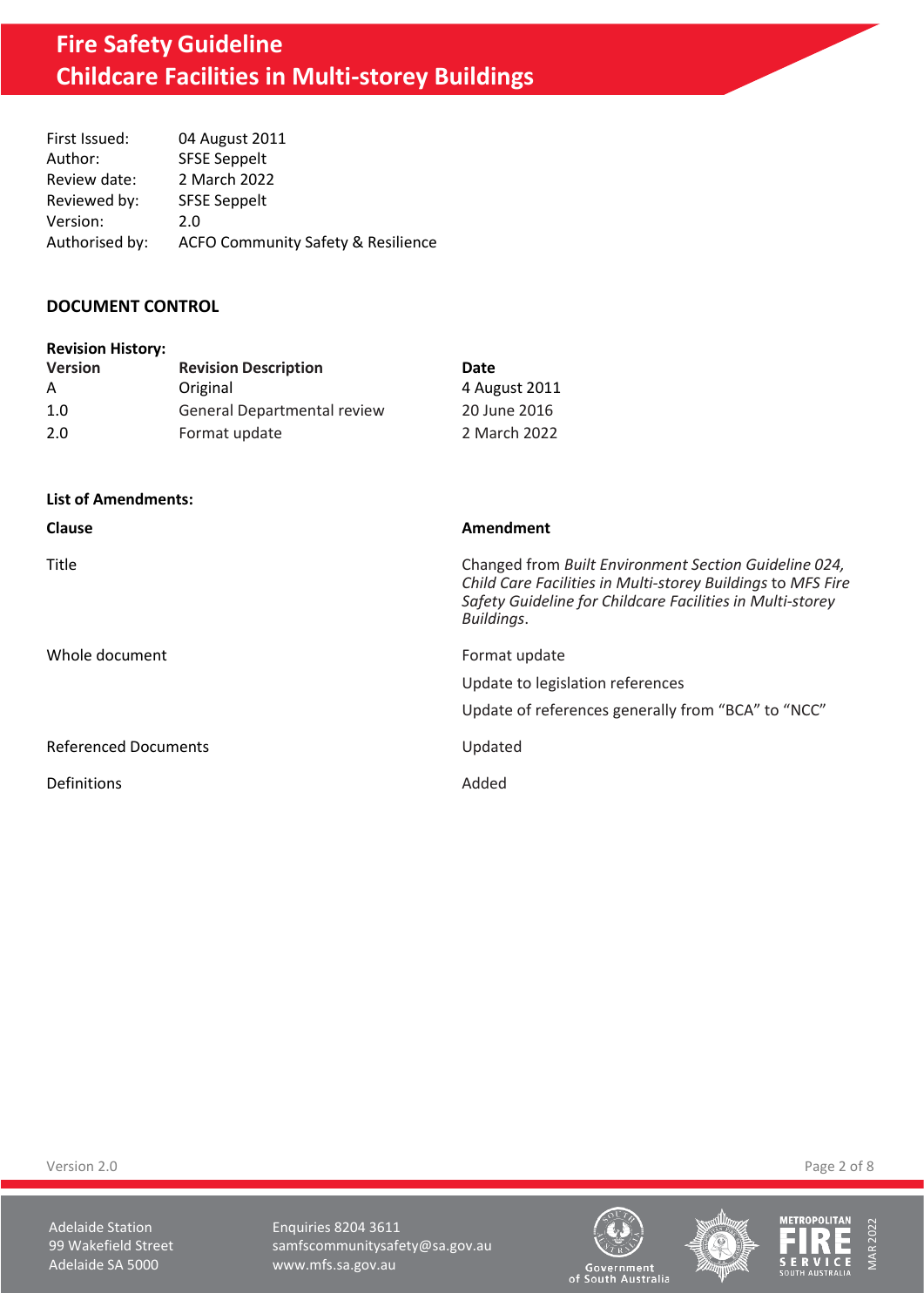# Fire Safety Guideline
# Childcare Facilities in Multi-storey Buildings

| | |
|---|---|
| First Issued: | 04 August 2011 |
| Author: | SFSE Seppelt |
| Review date: | 2 March 2022 |
| Reviewed by: | SFSE Seppelt |
| Version: | 2.0 |
| Authorised by: | ACFO Community Safety & Resilience |

## DOCUMENT CONTROL

**Revision History:**

| Version | Revision Description | Date |
|---|---|---|
| A | Original | 4 August 2011 |
| 1.0 | General Departmental review | 20 June 2016 |
| 2.0 | Format update | 2 March 2022 |

**List of Amendments:**

| Clause | Amendment |
|---|---|
| Title | Changed from *Built Environment Section Guideline 024, Child Care Facilities in Multi-storey Buildings* to *MFS Fire Safety Guideline for Childcare Facilities in Multi-storey Buildings*. |
| Whole document | Format update<br>Update to legislation references<br>Update of references generally from "BCA" to "NCC" |
| Referenced Documents | Updated |
| Definitions | Added |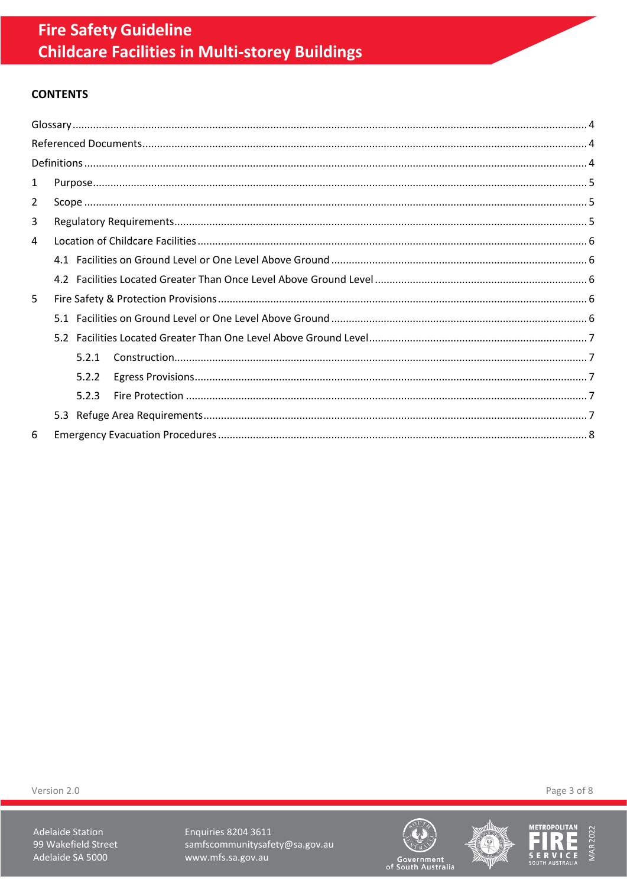## CONTENTS

Glossary ........................................................................................................ 4

Referenced Documents ........................................................................................ 4

Definitions ...................................................................................................... 4

1 Purpose ....................................................................................................... 5

2 Scope .......................................................................................................... 5

3 Regulatory Requirements ................................................................................. 5

4 Location of Childcare Facilities .......................................................................... 6

- 4.1 Facilities on Ground Level or One Level Above Ground ........................................ 6
- 4.2 Facilities Located Greater Than Once Level Above Ground Level ............................ 6

5 Fire Safety & Protection Provisions ..................................................................... 6

- 5.1 Facilities on Ground Level or One Level Above Ground ........................................ 6
- 5.2 Facilities Located Greater Than One Level Above Ground Level ............................. 7
  - 5.2.1 Construction ........................................................................................ 7
  - 5.2.2 Egress Provisions .................................................................................. 7
  - 5.2.3 Fire Protection ..................................................................................... 7
- 5.3 Refuge Area Requirements ............................................................................. 7

6 Emergency Evacuation Procedures ...................................................................... 8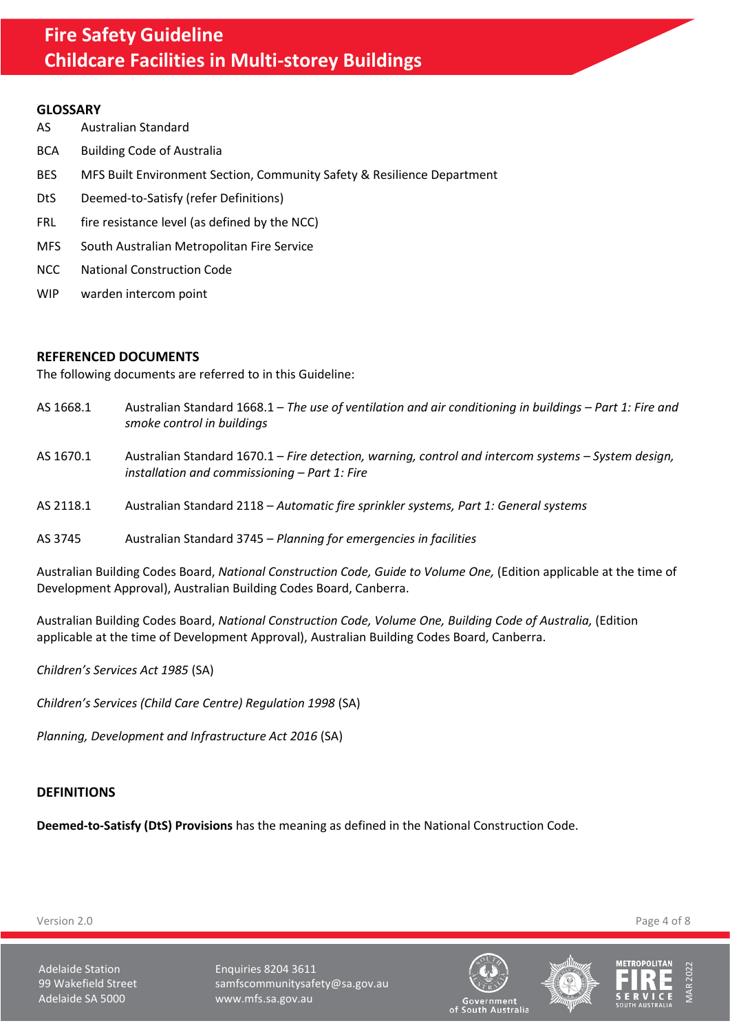## GLOSSARY

| | |
|---|---|
| AS | Australian Standard |
| BCA | Building Code of Australia |
| BES | MFS Built Environment Section, Community Safety & Resilience Department |
| DtS | Deemed-to-Satisfy (refer Definitions) |
| FRL | fire resistance level (as defined by the NCC) |
| MFS | South Australian Metropolitan Fire Service |
| NCC | National Construction Code |
| WIP | warden intercom point |

## REFERENCED DOCUMENTS

The following documents are referred to in this Guideline:

| | |
|---|---|
| AS 1668.1 | Australian Standard 1668.1 – *The use of ventilation and air conditioning in buildings – Part 1: Fire and smoke control in buildings* |
| AS 1670.1 | Australian Standard 1670.1 – *Fire detection, warning, control and intercom systems – System design, installation and commissioning – Part 1: Fire* |
| AS 2118.1 | Australian Standard 2118 – *Automatic fire sprinkler systems, Part 1: General systems* |
| AS 3745 | Australian Standard 3745 – *Planning for emergencies in facilities* |

Australian Building Codes Board, *National Construction Code, Guide to Volume One,* (Edition applicable at the time of Development Approval), Australian Building Codes Board, Canberra.

Australian Building Codes Board, *National Construction Code, Volume One, Building Code of Australia,* (Edition applicable at the time of Development Approval), Australian Building Codes Board, Canberra.

*Children's Services Act 1985* (SA)

*Children's Services (Child Care Centre) Regulation 1998* (SA)

*Planning, Development and Infrastructure Act 2016* (SA)

## DEFINITIONS

**Deemed-to-Satisfy (DtS) Provisions** has the meaning as defined in the National Construction Code.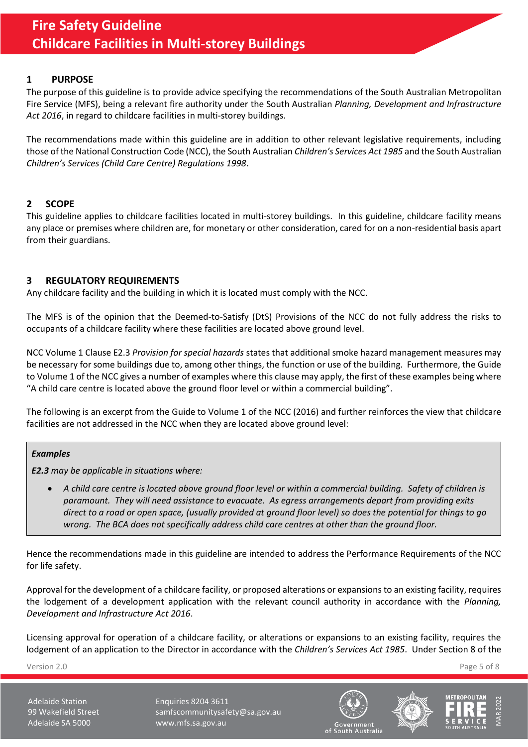## 1 PURPOSE

The purpose of this guideline is to provide advice specifying the recommendations of the South Australian Metropolitan Fire Service (MFS), being a relevant fire authority under the South Australian *Planning, Development and Infrastructure Act 2016*, in regard to childcare facilities in multi-storey buildings.

The recommendations made within this guideline are in addition to other relevant legislative requirements, including those of the National Construction Code (NCC), the South Australian *Children's Services Act 1985* and the South Australian *Children's Services (Child Care Centre) Regulations 1998*.

## 2 SCOPE

This guideline applies to childcare facilities located in multi-storey buildings. In this guideline, childcare facility means any place or premises where children are, for monetary or other consideration, cared for on a non-residential basis apart from their guardians.

## 3 REGULATORY REQUIREMENTS

Any childcare facility and the building in which it is located must comply with the NCC.

The MFS is of the opinion that the Deemed-to-Satisfy (DtS) Provisions of the NCC do not fully address the risks to occupants of a childcare facility where these facilities are located above ground level.

NCC Volume 1 Clause E2.3 *Provision for special hazards* states that additional smoke hazard management measures may be necessary for some buildings due to, among other things, the function or use of the building. Furthermore, the Guide to Volume 1 of the NCC gives a number of examples where this clause may apply, the first of these examples being where "A child care centre is located above the ground floor level or within a commercial building".

The following is an excerpt from the Guide to Volume 1 of the NCC (2016) and further reinforces the view that childcare facilities are not addressed in the NCC when they are located above ground level:

> ***Examples***
>
> ***E2.3*** *may be applicable in situations where:*
>
> - *A child care centre is located above ground floor level or within a commercial building. Safety of children is paramount. They will need assistance to evacuate. As egress arrangements depart from providing exits direct to a road or open space, (usually provided at ground floor level) so does the potential for things to go wrong. The BCA does not specifically address child care centres at other than the ground floor.*

Hence the recommendations made in this guideline are intended to address the Performance Requirements of the NCC for life safety.

Approval for the development of a childcare facility, or proposed alterations or expansions to an existing facility, requires the lodgement of a development application with the relevant council authority in accordance with the *Planning, Development and Infrastructure Act 2016*.

Licensing approval for operation of a childcare facility, or alterations or expansions to an existing facility, requires the lodgement of an application to the Director in accordance with the *Children's Services Act 1985*. Under Section 8 of the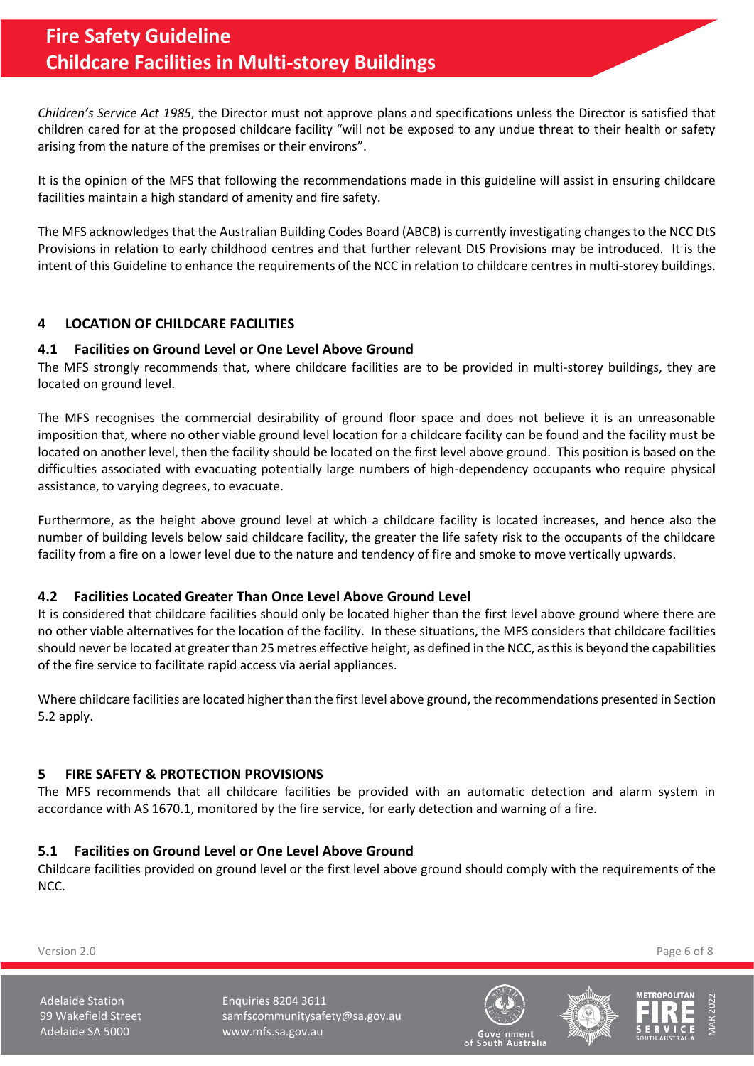*Children's Service Act 1985*, the Director must not approve plans and specifications unless the Director is satisfied that children cared for at the proposed childcare facility "will not be exposed to any undue threat to their health or safety arising from the nature of the premises or their environs".

It is the opinion of the MFS that following the recommendations made in this guideline will assist in ensuring childcare facilities maintain a high standard of amenity and fire safety.

The MFS acknowledges that the Australian Building Codes Board (ABCB) is currently investigating changes to the NCC DtS Provisions in relation to early childhood centres and that further relevant DtS Provisions may be introduced. It is the intent of this Guideline to enhance the requirements of the NCC in relation to childcare centres in multi-storey buildings.

## 4 LOCATION OF CHILDCARE FACILITIES

### 4.1 Facilities on Ground Level or One Level Above Ground

The MFS strongly recommends that, where childcare facilities are to be provided in multi-storey buildings, they are located on ground level.

The MFS recognises the commercial desirability of ground floor space and does not believe it is an unreasonable imposition that, where no other viable ground level location for a childcare facility can be found and the facility must be located on another level, then the facility should be located on the first level above ground. This position is based on the difficulties associated with evacuating potentially large numbers of high-dependency occupants who require physical assistance, to varying degrees, to evacuate.

Furthermore, as the height above ground level at which a childcare facility is located increases, and hence also the number of building levels below said childcare facility, the greater the life safety risk to the occupants of the childcare facility from a fire on a lower level due to the nature and tendency of fire and smoke to move vertically upwards.

### 4.2 Facilities Located Greater Than Once Level Above Ground Level

It is considered that childcare facilities should only be located higher than the first level above ground where there are no other viable alternatives for the location of the facility. In these situations, the MFS considers that childcare facilities should never be located at greater than 25 metres effective height, as defined in the NCC, as this is beyond the capabilities of the fire service to facilitate rapid access via aerial appliances.

Where childcare facilities are located higher than the first level above ground, the recommendations presented in Section 5.2 apply.

## 5 FIRE SAFETY & PROTECTION PROVISIONS

The MFS recommends that all childcare facilities be provided with an automatic detection and alarm system in accordance with AS 1670.1, monitored by the fire service, for early detection and warning of a fire.

### 5.1 Facilities on Ground Level or One Level Above Ground

Childcare facilities provided on ground level or the first level above ground should comply with the requirements of the NCC.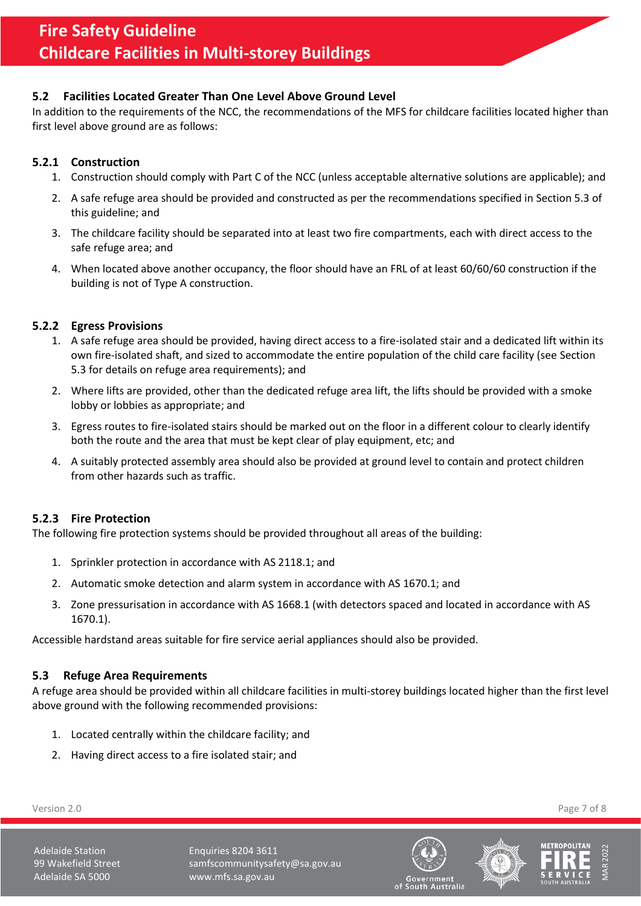## 5.2 Facilities Located Greater Than One Level Above Ground Level

In addition to the requirements of the NCC, the recommendations of the MFS for childcare facilities located higher than first level above ground are as follows:

### 5.2.1 Construction

1. Construction should comply with Part C of the NCC (unless acceptable alternative solutions are applicable); and
2. A safe refuge area should be provided and constructed as per the recommendations specified in Section 5.3 of this guideline; and
3. The childcare facility should be separated into at least two fire compartments, each with direct access to the safe refuge area; and
4. When located above another occupancy, the floor should have an FRL of at least 60/60/60 construction if the building is not of Type A construction.

### 5.2.2 Egress Provisions

1. A safe refuge area should be provided, having direct access to a fire-isolated stair and a dedicated lift within its own fire-isolated shaft, and sized to accommodate the entire population of the child care facility (see Section 5.3 for details on refuge area requirements); and
2. Where lifts are provided, other than the dedicated refuge area lift, the lifts should be provided with a smoke lobby or lobbies as appropriate; and
3. Egress routes to fire-isolated stairs should be marked out on the floor in a different colour to clearly identify both the route and the area that must be kept clear of play equipment, etc; and
4. A suitably protected assembly area should also be provided at ground level to contain and protect children from other hazards such as traffic.

### 5.2.3 Fire Protection

The following fire protection systems should be provided throughout all areas of the building:

1. Sprinkler protection in accordance with AS 2118.1; and
2. Automatic smoke detection and alarm system in accordance with AS 1670.1; and
3. Zone pressurisation in accordance with AS 1668.1 (with detectors spaced and located in accordance with AS 1670.1).

Accessible hardstand areas suitable for fire service aerial appliances should also be provided.

## 5.3 Refuge Area Requirements

A refuge area should be provided within all childcare facilities in multi-storey buildings located higher than the first level above ground with the following recommended provisions:

1. Located centrally within the childcare facility; and
2. Having direct access to a fire isolated stair; and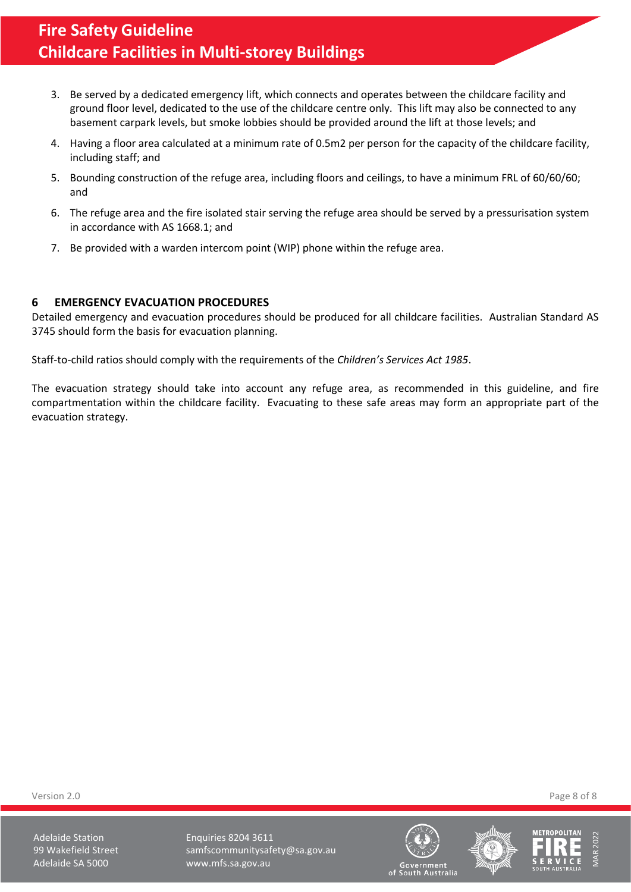3. Be served by a dedicated emergency lift, which connects and operates between the childcare facility and ground floor level, dedicated to the use of the childcare centre only. This lift may also be connected to any basement carpark levels, but smoke lobbies should be provided around the lift at those levels; and
4. Having a floor area calculated at a minimum rate of 0.5m2 per person for the capacity of the childcare facility, including staff; and
5. Bounding construction of the refuge area, including floors and ceilings, to have a minimum FRL of 60/60/60; and
6. The refuge area and the fire isolated stair serving the refuge area should be served by a pressurisation system in accordance with AS 1668.1; and
7. Be provided with a warden intercom point (WIP) phone within the refuge area.

## 6 EMERGENCY EVACUATION PROCEDURES

Detailed emergency and evacuation procedures should be produced for all childcare facilities. Australian Standard AS 3745 should form the basis for evacuation planning.

Staff-to-child ratios should comply with the requirements of the *Children's Services Act 1985*.

The evacuation strategy should take into account any refuge area, as recommended in this guideline, and fire compartmentation within the childcare facility. Evacuating to these safe areas may form an appropriate part of the evacuation strategy.